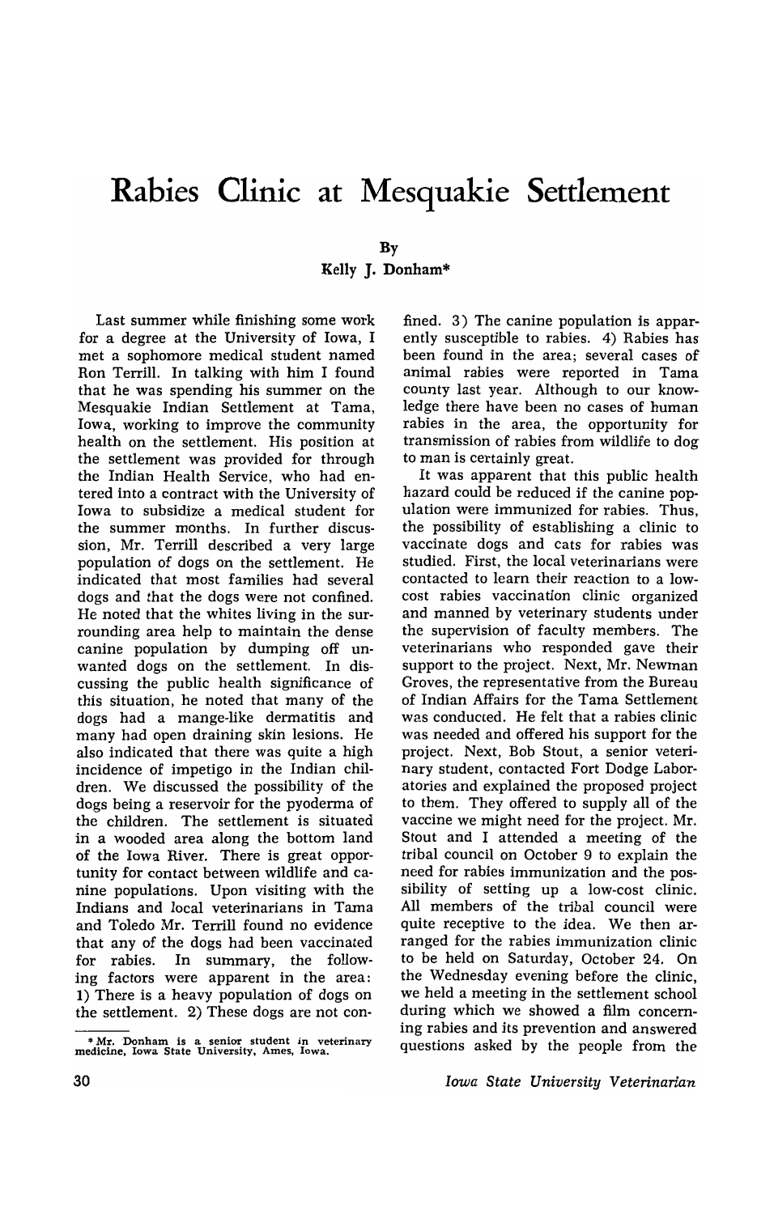# Rabies Clinic at Mesquakie Settlement

By

Kelly J. Donham*

Last summer while finishing some work for a degree at the University of Iowa, I met a sophomore medical student named Ron Terrill. In talking with him I found that he was spending his summer on the Mesquakie Indian Settlement at Tama, Iowa, working to improve the community health on the settlement. His position at the settlement was provided for through the Indian Health Service, who had entered into a contract with the University of Iowa to subsidize a medical student for the summer months. In further discussion, Mr. Terrill described a very large population of dogs on the settlement. He indicated that most families had several dogs and that the dogs were not confined. He noted that the whites living in the surrounding area help to maintain the dense canine population by dumping off unwanted dogs on the settlement. In discussing the public health significance of this situation, he noted that many of the dogs had a mange-like dermatitis and many had open draining skin lesions. He also indicated that there was quite a high incidence of impetigo in the Indian children. We discussed the possibility of the dogs being a reservoir for the pyoderma of the children. The settlement is situated in a wooded area along the bottom land of the Iowa River. There is great opportunity for contact between wildlife and canine populations. Upon visiting with the Indians and local veterinarians in Tama and Toledo Mr. Terrill found no evidence that any of the dogs had been vaccinated for rabies. In summary, the following factors were apparent in the area: 1) There is a heavy population of dogs on the settlement. 2) These dogs are not confined. 3) The canine population is apparently susceptible to rabies. 4) Rabies has been found in the area; several cases of animal rabies were reported in Tama county last year. Although to our knowledge there have been no cases of human rabies in the area, the opportunity for transmission of rabies from wildlife to dog to man is certainly great.

It was apparent that this public health hazard could be reduced if the canine population were immunized for rabies. Thus, the possibility of establishing a clinic to vaccinate dogs and cats for rabies was studied. First, the local veterinarians were contacted to learn their reaction to a low-cost rabies vaccination clinic organized and manned by veterinary students under the supervision of faculty members. The veterinarians who responded gave their support to the project. Next, Mr. Newman Groves, the representative from the Bureau of Indian Affairs for the Tama Settlement was conducted. He felt that a rabies clinic was needed and offered his support for the project. Next, Bob Stout, a senior veterinary student, contacted Fort Dodge Laboratories and explained the proposed project to them. They offered to supply all of the vaccine we might need for the project. Mr. Stout and I attended a meeting of the tribal council on October 9 to explain the need for rabies immunization and the possibility of setting up a low-cost clinic. All members of the tribal council were quite receptive to the idea. We then arranged for the rabies immunization clinic to be held on Saturday, October 24. On the Wednesday evening before the clinic, we held a meeting in the settlement school during which we showed a film concerning rabies and its prevention and answered questions asked by the people from the

---

* Mr. Donham is a senior student in veterinary medicine, Iowa State University, Ames, Iowa.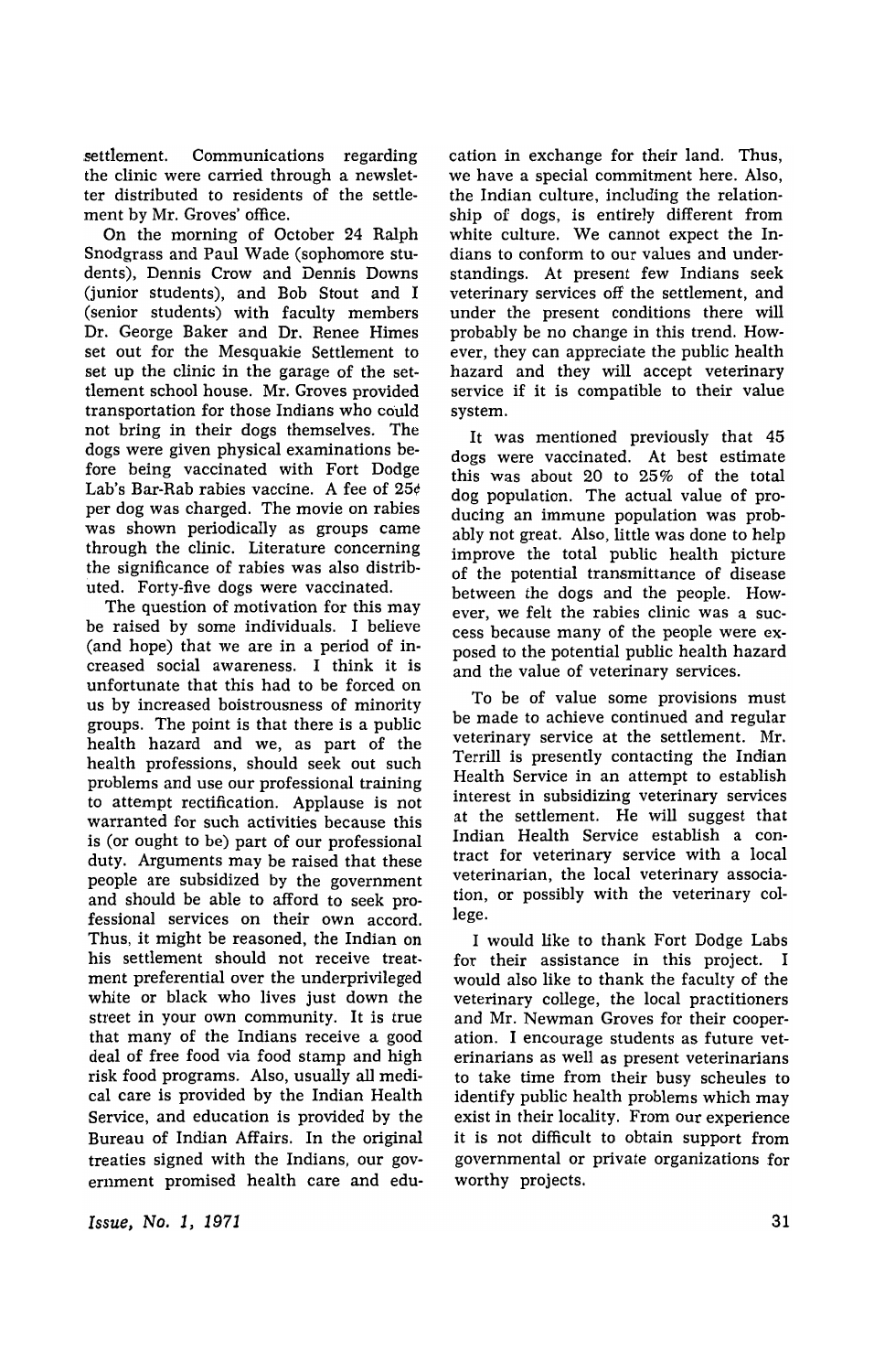settlement. Communications regarding the clinic were carried through a newsletter distributed to residents of the settlement by Mr. Groves' office.

On the morning of October 24 Ralph Snodgrass and Paul Wade (sophomore students), Dennis Crow and Dennis Downs (junior students), and Bob Stout and I (senior students) with faculty members Dr. George Baker and Dr. Renee Himes set out for the Mesquakie Settlement to set up the clinic in the garage of the settlement school house. Mr. Groves provided transportation for those Indians who could not bring in their dogs themselves. The dogs were given physical examinations before being vaccinated with Fort Dodge Lab's Bar-Rab rabies vaccine. A fee of 25¢ per dog was charged. The movie on rabies was shown periodically as groups came through the clinic. Literature concerning the significance of rabies was also distributed. Forty-five dogs were vaccinated.

The question of motivation for this may be raised by some individuals. I believe (and hope) that we are in a period of increased social awareness. I think it is unfortunate that this had to be forced on us by increased boistrousness of minority groups. The point is that there is a public health hazard and we, as part of the health professions, should seek out such problems and use our professional training to attempt rectification. Applause is not warranted for such activities because this is (or ought to be) part of our professional duty. Arguments may be raised that these people are subsidized by the government and should be able to afford to seek professional services on their own accord. Thus, it might be reasoned, the Indian on his settlement should not receive treatment preferential over the underprivileged white or black who lives just down the street in your own community. It is true that many of the Indians receive a good deal of free food via food stamp and high risk food programs. Also, usually all medical care is provided by the Indian Health Service, and education is provided by the Bureau of Indian Affairs. In the original treaties signed with the Indians, our government promised health care and education in exchange for their land. Thus, we have a special commitment here. Also, the Indian culture, including the relationship of dogs, is entirely different from white culture. We cannot expect the Indians to conform to our values and understandings. At present few Indians seek veterinary services off the settlement, and under the present conditions there will probably be no change in this trend. However, they can appreciate the public health hazard and they will accept veterinary service if it is compatible to their value system.

It was mentioned previously that 45 dogs were vaccinated. At best estimate this was about 20 to 25% of the total dog population. The actual value of producing an immune population was probably not great. Also, little was done to help improve the total public health picture of the potential transmittance of disease between the dogs and the people. However, we felt the rabies clinic was a success because many of the people were exposed to the potential public health hazard and the value of veterinary services.

To be of value some provisions must be made to achieve continued and regular veterinary service at the settlement. Mr. Terrill is presently contacting the Indian Health Service in an attempt to establish interest in subsidizing veterinary services at the settlement. He will suggest that Indian Health Service establish a contract for veterinary service with a local veterinarian, the local veterinary association, or possibly with the veterinary college.

I would like to thank Fort Dodge Labs for their assistance in this project. I would also like to thank the faculty of the veterinary college, the local practitioners and Mr. Newman Groves for their cooperation. I encourage students as future veterinarians as well as present veterinarians to take time from their busy scheules to identify public health problems which may exist in their locality. From our experience it is not difficult to obtain support from governmental or private organizations for worthy projects.